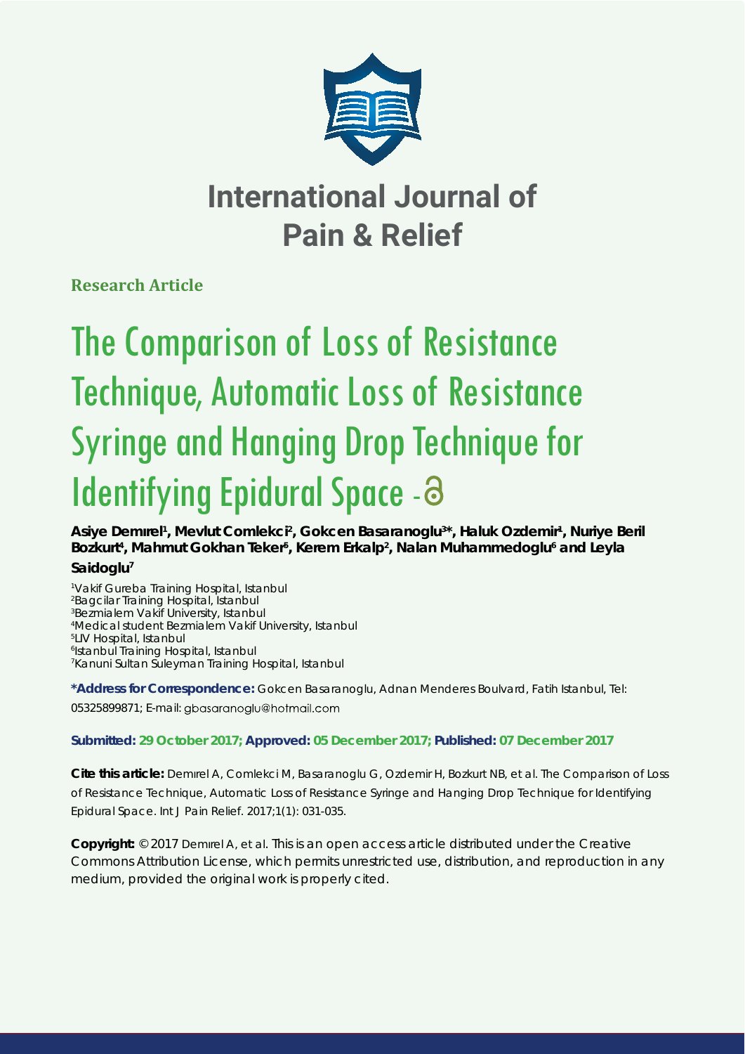# International Journal of Pain & Relief

**Research Article**

# The Comparison of Loss of Resistance Technique, Automatic Loss of Resistance Syringe and Hanging Drop Technique for Identifying Epidural Space

**Asiye Demırel[1], Mevlut Comlekci[2], Gokcen Basaranoglu[3]*, Haluk Ozdemir[1], Nuriye Beril Bozkurt[4], Mahmut Gokhan Teker[5], Kerem Erkalp[2], Nalan Muhammedoglu[6] and Leyla Saidoglu[7]**

[1]Vakif Gureba Training Hospital, Istanbul
[2]Bagcilar Training Hospital, Istanbul
[3]Bezmialem Vakif University, Istanbul
[4]Medical student Bezmialem Vakif University, Istanbul
[5]LIV Hospital, Istanbul
[6]Istanbul Training Hospital, Istanbul
[7]Kanuni Sultan Suleyman Training Hospital, Istanbul

**\*Address for Correspondence:** Gokcen Basaranoglu, Adnan Menderes Boulvard, Fatih Istanbul, Tel: 05325899871; E-mail: gbasaranoglu@hotmail.com

**Submitted: 29 October 2017; Approved: 05 December 2017; Published: 07 December 2017**

**Cite this article:** Demırel A, Comlekci M, Basaranoglu G, Ozdemir H, Bozkurt NB, et al. The Comparison of Loss of Resistance Technique, Automatic Loss of Resistance Syringe and Hanging Drop Technique for Identifying Epidural Space. Int J Pain Relief. 2017;1(1): 031-035.

**Copyright:** © 2017 Demırel A, et al. This is an open access article distributed under the Creative Commons Attribution License, which permits unrestricted use, distribution, and reproduction in any medium, provided the original work is properly cited.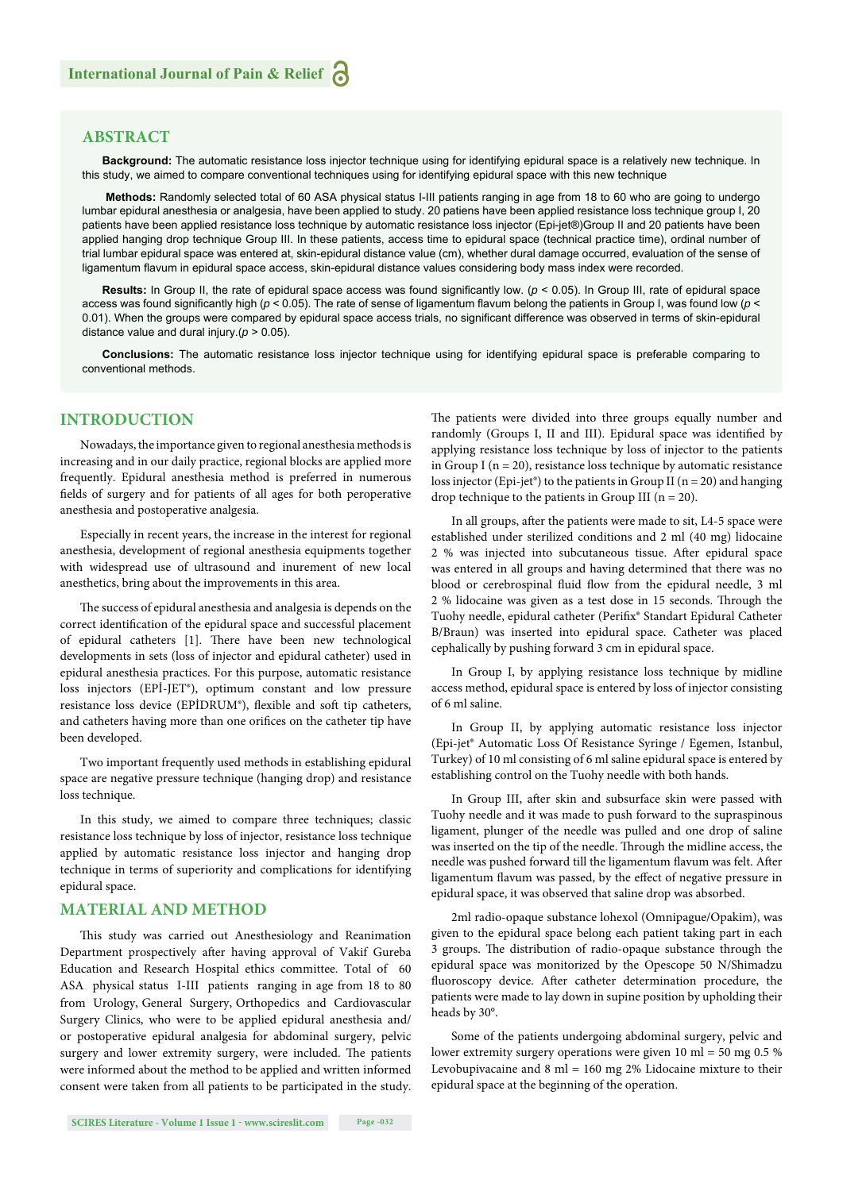## ABSTRACT

**Background:** The automatic resistance loss injector technique using for identifying epidural space is a relatively new technique. In this study, we aimed to compare conventional techniques using for identifying epidural space with this new technique

**Methods:** Randomly selected total of 60 ASA physical status I-III patients ranging in age from 18 to 60 who are going to undergo lumbar epidural anesthesia or analgesia, have been applied to study. 20 patiens have been applied resistance loss technique group I, 20 patients have been applied resistance loss technique by automatic resistance loss injector (Epi-jet®)Group II and 20 patients have been applied hanging drop technique Group III. In these patients, access time to epidural space (technical practice time), ordinal number of trial lumbar epidural space was entered at, skin-epidural distance value (cm), whether dural damage occurred, evaluation of the sense of ligamentum flavum in epidural space access, skin-epidural distance values considering body mass index were recorded.

**Results:** In Group II, the rate of epidural space access was found significantly low. ($p < 0.05$). In Group III, rate of epidural space access was found significantly high ($p < 0.05$). The rate of sense of ligamentum flavum belong the patients in Group I, was found low ($p < 0.01$). When the groups were compared by epidural space access trials, no significant difference was observed in terms of skin-epidural distance value and dural injury.($p > 0.05$).

**Conclusions:** The automatic resistance loss injector technique using for identifying epidural space is preferable comparing to conventional methods.

## INTRODUCTION

Nowadays, the importance given to regional anesthesia methods is increasing and in our daily practice, regional blocks are applied more frequently. Epidural anesthesia method is preferred in numerous fields of surgery and for patients of all ages for both peroperative anesthesia and postoperative analgesia.

Especially in recent years, the increase in the interest for regional anesthesia, development of regional anesthesia equipments together with widespread use of ultrasound and inurement of new local anesthetics, bring about the improvements in this area.

The success of epidural anesthesia and analgesia is depends on the correct identification of the epidural space and successful placement of epidural catheters [1]. There have been new technological developments in sets (loss of injector and epidural catheter) used in epidural anesthesia practices. For this purpose, automatic resistance loss injectors (EPİ-JET®), optimum constant and low pressure resistance loss device (EPİDRUM®), flexible and soft tip catheters, and catheters having more than one orifices on the catheter tip have been developed.

Two important frequently used methods in establishing epidural space are negative pressure technique (hanging drop) and resistance loss technique.

In this study, we aimed to compare three techniques; classic resistance loss technique by loss of injector, resistance loss technique applied by automatic resistance loss injector and hanging drop technique in terms of superiority and complications for identifying epidural space.

## MATERIAL AND METHOD

This study was carried out Anesthesiology and Reanimation Department prospectively after having approval of Vakif Gureba Education and Research Hospital ethics committee. Total of 60 ASA physical status I-III patients ranging in age from 18 to 80 from Urology, General Surgery, Orthopedics and Cardiovascular Surgery Clinics, who were to be applied epidural anesthesia and/or postoperative epidural analgesia for abdominal surgery, pelvic surgery and lower extremity surgery, were included. The patients were informed about the method to be applied and written informed consent were taken from all patients to be participated in the study.

The patients were divided into three groups equally number and randomly (Groups I, II and III). Epidural space was identified by applying resistance loss technique by loss of injector to the patients in Group I (n = 20), resistance loss technique by automatic resistance loss injector (Epi-jet®) to the patients in Group II (n = 20) and hanging drop technique to the patients in Group III (n = 20).

In all groups, after the patients were made to sit, L4-5 space were established under sterilized conditions and 2 ml (40 mg) lidocaine 2 % was injected into subcutaneous tissue. After epidural space was entered in all groups and having determined that there was no blood or cerebrospinal fluid flow from the epidural needle, 3 ml 2 % lidocaine was given as a test dose in 15 seconds. Through the Tuohy needle, epidural catheter (Perifix® Standart Epidural Catheter B/Braun) was inserted into epidural space. Catheter was placed cephalically by pushing forward 3 cm in epidural space.

In Group I, by applying resistance loss technique by midline access method, epidural space is entered by loss of injector consisting of 6 ml saline.

In Group II, by applying automatic resistance loss injector (Epi-jet® Automatic Loss Of Resistance Syringe / Egemen, Istanbul, Turkey) of 10 ml consisting of 6 ml saline epidural space is entered by establishing control on the Tuohy needle with both hands.

In Group III, after skin and subsurface skin were passed with Tuohy needle and it was made to push forward to the supraspinous ligament, plunger of the needle was pulled and one drop of saline was inserted on the tip of the needle. Through the midline access, the needle was pushed forward till the ligamentum flavum was felt. After ligamentum flavum was passed, by the effect of negative pressure in epidural space, it was observed that saline drop was absorbed.

2ml radio-opaque substance Iohexol (Omnipague/Opakim), was given to the epidural space belong each patient taking part in each 3 groups. The distribution of radio-opaque substance through the epidural space was monitorized by the Opescope 50 N/Shimadzu fluoroscopy device. After catheter determination procedure, the patients were made to lay down in supine position by upholding their heads by 30°.

Some of the patients undergoing abdominal surgery, pelvic and lower extremity surgery operations were given 10 ml = 50 mg 0.5 % Levobupivacaine and 8 ml = 160 mg 2% Lidocaine mixture to their epidural space at the beginning of the operation.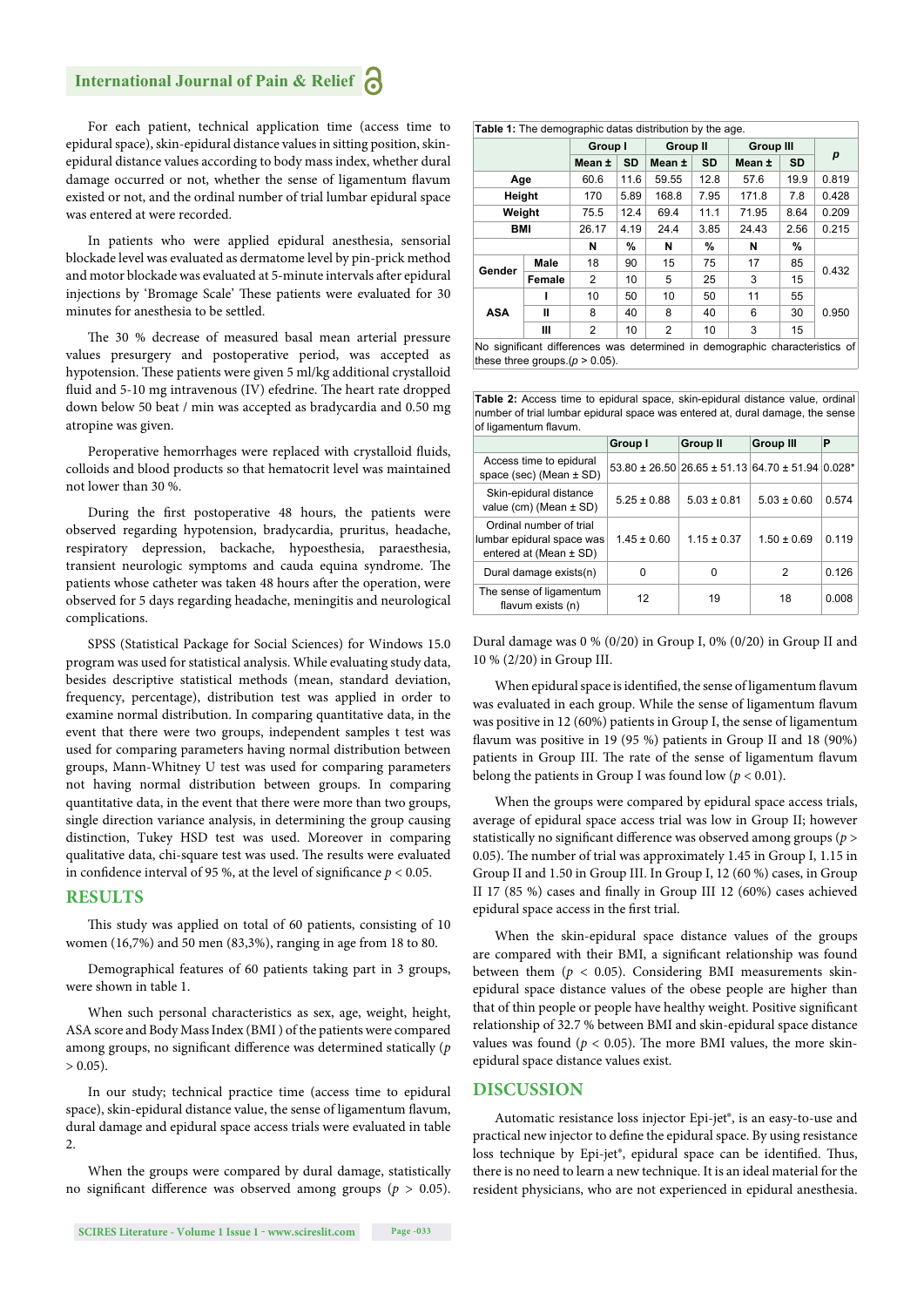For each patient, technical application time (access time to epidural space), skin-epidural distance values in sitting position, skin-epidural distance values according to body mass index, whether dural damage occurred or not, whether the sense of ligamentum flavum existed or not, and the ordinal number of trial lumbar epidural space was entered at were recorded.

In patients who were applied epidural anesthesia, sensorial blockade level was evaluated as dermatome level by pin-prick method and motor blockade was evaluated at 5-minute intervals after epidural injections by 'Bromage Scale' These patients were evaluated for 30 minutes for anesthesia to be settled.

The 30 % decrease of measured basal mean arterial pressure values presurgery and postoperative period, was accepted as hypotension. These patients were given 5 ml/kg additional crystalloid fluid and 5-10 mg intravenous (IV) efedrine. The heart rate dropped down below 50 beat / min was accepted as bradycardia and 0.50 mg atropine was given.

Peroperative hemorrhages were replaced with crystalloid fluids, colloids and blood products so that hematocrit level was maintained not lower than 30 %.

During the first postoperative 48 hours, the patients were observed regarding hypotension, bradycardia, pruritus, headache, respiratory depression, backache, hypoesthesia, paraesthesia, transient neurologic symptoms and cauda equina syndrome. The patients whose catheter was taken 48 hours after the operation, were observed for 5 days regarding headache, meningitis and neurological complications.

SPSS (Statistical Package for Social Sciences) for Windows 15.0 program was used for statistical analysis. While evaluating study data, besides descriptive statistical methods (mean, standard deviation, frequency, percentage), distribution test was applied in order to examine normal distribution. In comparing quantitative data, in the event that there were two groups, independent samples t test was used for comparing parameters having normal distribution between groups, Mann-Whitney U test was used for comparing parameters not having normal distribution between groups. In comparing quantitative data, in the event that there were more than two groups, single direction variance analysis, in determining the group causing distinction, Tukey HSD test was used. Moreover in comparing qualitative data, chi-square test was used. The results were evaluated in confidence interval of 95 %, at the level of significance $p < 0.05$.

## RESULTS

This study was applied on total of 60 patients, consisting of 10 women (16,7%) and 50 men (83,3%), ranging in age from 18 to 80.

Demographical features of 60 patients taking part in 3 groups, were shown in table 1.

When such personal characteristics as sex, age, weight, height, ASA score and Body Mass Index (BMI ) of the patients were compared among groups, no significant difference was determined statically ($p > 0.05$).

In our study; technical practice time (access time to epidural space), skin-epidural distance value, the sense of ligamentum flavum, dural damage and epidural space access trials were evaluated in table 2.

When the groups were compared by dural damage, statistically no significant difference was observed among groups ($p > 0.05$).

**Table 1:** The demographic datas distribution by the age.

| | | Group I | | Group II | | Group III | | p |
|---|---|---|---|---|---|---|---|---|
| | | Mean ± | SD | Mean ± | SD | Mean ± | SD | |
| Age | | 60.6 | 11.6 | 59.55 | 12.8 | 57.6 | 19.9 | 0.819 |
| Height | | 170 | 5.89 | 168.8 | 7.95 | 171.8 | 7.8 | 0.428 |
| Weight | | 75.5 | 12.4 | 69.4 | 11.1 | 71.95 | 8.64 | 0.209 |
| BMI | | 26.17 | 4.19 | 24.4 | 3.85 | 24.43 | 2.56 | 0.215 |
| | | N | % | N | % | N | % | |
| Gender | Male | 18 | 90 | 15 | 75 | 17 | 85 | 0.432 |
| | Female | 2 | 10 | 5 | 25 | 3 | 15 | |
| ASA | I | 10 | 50 | 10 | 50 | 11 | 55 | 0.950 |
| | II | 8 | 40 | 8 | 40 | 6 | 30 | |
| | III | 2 | 10 | 2 | 10 | 3 | 15 | |

No significant differences was determined in demographic characteristics of these three groups.($p > 0.05$).

**Table 2:** Access time to epidural space, skin-epidural distance value, ordinal number of trial lumbar epidural space was entered at, dural damage, the sense of ligamentum flavum.

| | Group I | Group II | Group III | P |
|---|---|---|---|---|
| Access time to epidural space (sec) (Mean ± SD) | 53.80 ± 26.50 | 26.65 ± 51.13 | 64.70 ± 51.94 | 0.028* |
| Skin-epidural distance value (cm) (Mean ± SD) | 5.25 ± 0.88 | 5.03 ± 0.81 | 5.03 ± 0.60 | 0.574 |
| Ordinal number of trial lumbar epidural space was entered at (Mean ± SD) | 1.45 ± 0.60 | 1.15 ± 0.37 | 1.50 ± 0.69 | 0.119 |
| Dural damage exists(n) | 0 | 0 | 2 | 0.126 |
| The sense of ligamentum flavum exists (n) | 12 | 19 | 18 | 0.008 |

Dural damage was 0 % (0/20) in Group I, 0% (0/20) in Group II and 10 % (2/20) in Group III.

When epidural space is identified, the sense of ligamentum flavum was evaluated in each group. While the sense of ligamentum flavum was positive in 12 (60%) patients in Group I, the sense of ligamentum flavum was positive in 19 (95 %) patients in Group II and 18 (90%) patients in Group III. The rate of the sense of ligamentum flavum belong the patients in Group I was found low ($p < 0.01$).

When the groups were compared by epidural space access trials, average of epidural space access trial was low in Group II; however statistically no significant difference was observed among groups ($p > 0.05$). The number of trial was approximately 1.45 in Group I, 1.15 in Group II and 1.50 in Group III. In Group I, 12 (60 %) cases, in Group II 17 (85 %) cases and finally in Group III 12 (60%) cases achieved epidural space access in the first trial.

When the skin-epidural space distance values of the groups are compared with their BMI, a significant relationship was found between them ($p < 0.05$). Considering BMI measurements skin-epidural space distance values of the obese people are higher than that of thin people or people have healthy weight. Positive significant relationship of 32.7 % between BMI and skin-epidural space distance values was found ($p < 0.05$). The more BMI values, the more skin-epidural space distance values exist.

## DISCUSSION

Automatic resistance loss injector Epi-jet®, is an easy-to-use and practical new injector to define the epidural space. By using resistance loss technique by Epi-jet®, epidural space can be identified. Thus, there is no need to learn a new technique. It is an ideal material for the resident physicians, who are not experienced in epidural anesthesia.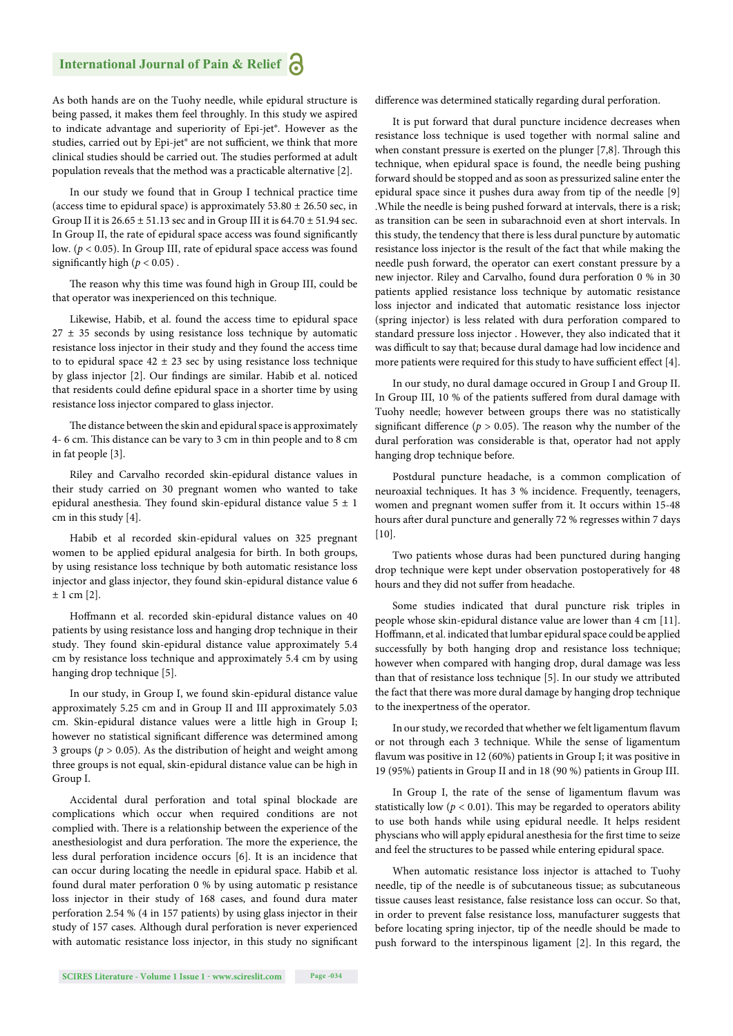As both hands are on the Tuohy needle, while epidural structure is being passed, it makes them feel throughly. In this study we aspired to indicate advantage and superiority of Epi-jet®. However as the studies, carried out by Epi-jet® are not sufficient, we think that more clinical studies should be carried out. The studies performed at adult population reveals that the method was a practicable alternative [2].

In our study we found that in Group I technical practice time (access time to epidural space) is approximately 53.80 ± 26.50 sec, in Group II it is 26.65 ± 51.13 sec and in Group III it is 64.70 ± 51.94 sec. In Group II, the rate of epidural space access was found significantly low. ($p < 0.05$). In Group III, rate of epidural space access was found significantly high ($p < 0.05$) .

The reason why this time was found high in Group III, could be that operator was inexperienced on this technique.

Likewise, Habib, et al. found the access time to epidural space 27 ± 35 seconds by using resistance loss technique by automatic resistance loss injector in their study and they found the access time to to epidural space 42 ± 23 sec by using resistance loss technique by glass injector [2]. Our findings are similar. Habib et al. noticed that residents could define epidural space in a shorter time by using resistance loss injector compared to glass injector.

The distance between the skin and epidural space is approximately 4- 6 cm. This distance can be vary to 3 cm in thin people and to 8 cm in fat people [3].

Riley and Carvalho recorded skin-epidural distance values in their study carried on 30 pregnant women who wanted to take epidural anesthesia. They found skin-epidural distance value 5 ± 1 cm in this study [4].

Habib et al recorded skin-epidural values on 325 pregnant women to be applied epidural analgesia for birth. In both groups, by using resistance loss technique by both automatic resistance loss injector and glass injector, they found skin-epidural distance value 6 ± 1 cm [2].

Hoffmann et al. recorded skin-epidural distance values on 40 patients by using resistance loss and hanging drop technique in their study. They found skin-epidural distance value approximately 5.4 cm by resistance loss technique and approximately 5.4 cm by using hanging drop technique [5].

In our study, in Group I, we found skin-epidural distance value approximately 5.25 cm and in Group II and III approximately 5.03 cm. Skin-epidural distance values were a little high in Group I; however no statistical significant difference was determined among 3 groups ($p > 0.05$). As the distribution of height and weight among three groups is not equal, skin-epidural distance value can be high in Group I.

Accidental dural perforation and total spinal blockade are complications which occur when required conditions are not complied with. There is a relationship between the experience of the anesthesiologist and dura perforation. The more the experience, the less dural perforation incidence occurs [6]. It is an incidence that can occur during locating the needle in epidural space. Habib et al. found dural mater perforation 0 % by using automatic p resistance loss injector in their study of 168 cases, and found dura mater perforation 2.54 % (4 in 157 patients) by using glass injector in their study of 157 cases. Although dural perforation is never experienced with automatic resistance loss injector, in this study no significant difference was determined statically regarding dural perforation.

It is put forward that dural puncture incidence decreases when resistance loss technique is used together with normal saline and when constant pressure is exerted on the plunger [7,8]. Through this technique, when epidural space is found, the needle being pushing forward should be stopped and as soon as pressurized saline enter the epidural space since it pushes dura away from tip of the needle [9] .While the needle is being pushed forward at intervals, there is a risk; as transition can be seen in subarachnoid even at short intervals. In this study, the tendency that there is less dural puncture by automatic resistance loss injector is the result of the fact that while making the needle push forward, the operator can exert constant pressure by a new injector. Riley and Carvalho, found dura perforation 0 % in 30 patients applied resistance loss technique by automatic resistance loss injector and indicated that automatic resistance loss injector (spring injector) is less related with dura perforation compared to standard pressure loss injector . However, they also indicated that it was difficult to say that; because dural damage had low incidence and more patients were required for this study to have sufficient effect [4].

In our study, no dural damage occured in Group I and Group II. In Group III, 10 % of the patients suffered from dural damage with Tuohy needle; however between groups there was no statistically significant difference ($p > 0.05$). The reason why the number of the dural perforation was considerable is that, operator had not apply hanging drop technique before.

Postdural puncture headache, is a common complication of neuroaxial techniques. It has 3 % incidence. Frequently, teenagers, women and pregnant women suffer from it. It occurs within 15-48 hours after dural puncture and generally 72 % regresses within 7 days [10].

Two patients whose duras had been punctured during hanging drop technique were kept under observation postoperatively for 48 hours and they did not suffer from headache.

Some studies indicated that dural puncture risk triples in people whose skin-epidural distance value are lower than 4 cm [11]. Hoffmann, et al. indicated that lumbar epidural space could be applied successfully by both hanging drop and resistance loss technique; however when compared with hanging drop, dural damage was less than that of resistance loss technique [5]. In our study we attributed the fact that there was more dural damage by hanging drop technique to the inexpertness of the operator.

In our study, we recorded that whether we felt ligamentum flavum or not through each 3 technique. While the sense of ligamentum flavum was positive in 12 (60%) patients in Group I; it was positive in 19 (95%) patients in Group II and in 18 (90 %) patients in Group III.

In Group I, the rate of the sense of ligamentum flavum was statistically low ($p < 0.01$). This may be regarded to operators ability to use both hands while using epidural needle. It helps resident physcians who will apply epidural anesthesia for the first time to seize and feel the structures to be passed while entering epidural space.

When automatic resistance loss injector is attached to Tuohy needle, tip of the needle is of subcutaneous tissue; as subcutaneous tissue causes least resistance, false resistance loss can occur. So that, in order to prevent false resistance loss, manufacturer suggests that before locating spring injector, tip of the needle should be made to push forward to the interspinous ligament [2]. In this regard, the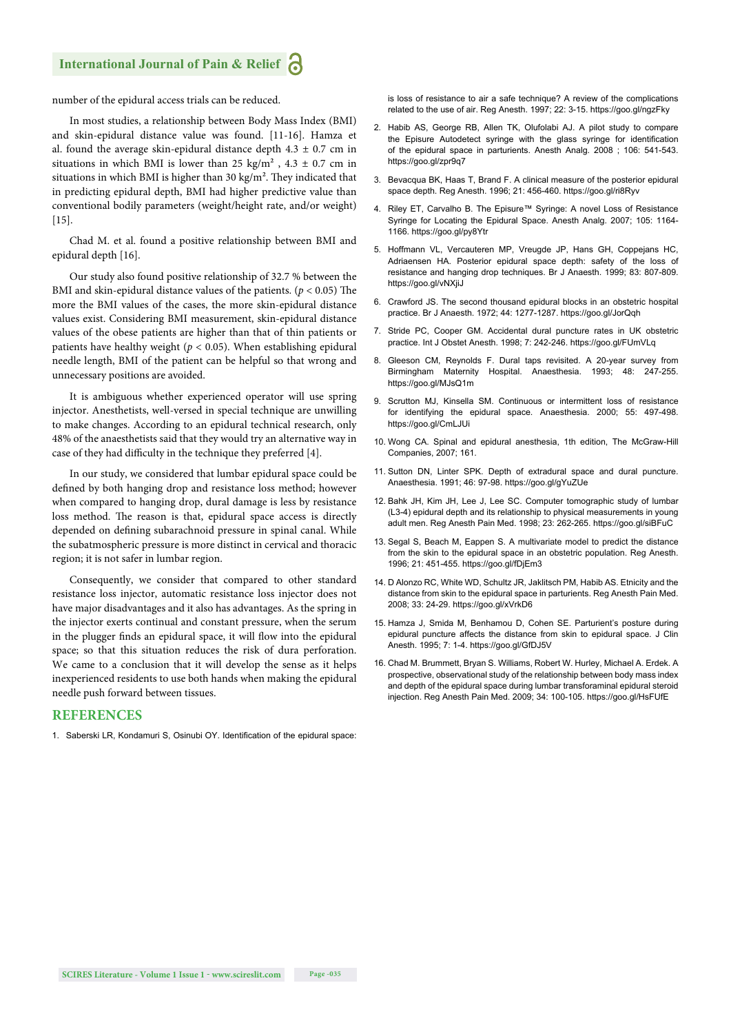number of the epidural access trials can be reduced.

In most studies, a relationship between Body Mass Index (BMI) and skin-epidural distance value was found. [11-16]. Hamza et al. found the average skin-epidural distance depth 4.3 ± 0.7 cm in situations in which BMI is lower than 25 kg/m$^2$ , 4.3 ± 0.7 cm in situations in which BMI is higher than 30 kg/m$^2$. They indicated that in predicting epidural depth, BMI had higher predictive value than conventional bodily parameters (weight/height rate, and/or weight) [15].

Chad M. et al. found a positive relationship between BMI and epidural depth [16].

Our study also found positive relationship of 32.7 % between the BMI and skin-epidural distance values of the patients. ($p < 0.05$) The more the BMI values of the cases, the more skin-epidural distance values exist. Considering BMI measurement, skin-epidural distance values of the obese patients are higher than that of thin patients or patients have healthy weight ($p < 0.05$). When establishing epidural needle length, BMI of the patient can be helpful so that wrong and unnecessary positions are avoided.

It is ambiguous whether experienced operator will use spring injector. Anesthetists, well-versed in special technique are unwilling to make changes. According to an epidural technical research, only 48% of the anaesthetists said that they would try an alternative way in case of they had difficulty in the technique they preferred [4].

In our study, we considered that lumbar epidural space could be defined by both hanging drop and resistance loss method; however when compared to hanging drop, dural damage is less by resistance loss method. The reason is that, epidural space access is directly depended on defining subarachnoid pressure in spinal canal. While the subatmospheric pressure is more distinct in cervical and thoracic region; it is not safer in lumbar region.

Consequently, we consider that compared to other standard resistance loss injector, automatic resistance loss injector does not have major disadvantages and it also has advantages. As the spring in the injector exerts continual and constant pressure, when the serum in the plugger finds an epidural space, it will flow into the epidural space; so that this situation reduces the risk of dura perforation. We came to a conclusion that it will develop the sense as it helps inexperienced residents to use both hands when making the epidural needle push forward between tissues.

## REFERENCES

1. Saberski LR, Kondamuri S, Osinubi OY. Identification of the epidural space: is loss of resistance to air a safe technique? A review of the complications related to the use of air. Reg Anesth. 1997; 22: 3-15. https://goo.gl/ngzFky
2. Habib AS, George RB, Allen TK, Olufolabi AJ. A pilot study to compare the Episure Autodetect syringe with the glass syringe for identification of the epidural space in parturients. Anesth Analg. 2008 ; 106: 541-543. https://goo.gl/zpr9q7
3. Bevacqua BK, Haas T, Brand F. A clinical measure of the posterior epidural space depth. Reg Anesth. 1996; 21: 456-460. https://goo.gl/ri8Ryv
4. Riley ET, Carvalho B. The Episure™ Syringe: A novel Loss of Resistance Syringe for Locating the Epidural Space. Anesth Analg. 2007; 105: 1164-1166. https://goo.gl/py8Ytr
5. Hoffmann VL, Vercauteren MP, Vreugde JP, Hans GH, Coppejans HC, Adriaensen HA. Posterior epidural space depth: safety of the loss of resistance and hanging drop techniques. Br J Anaesth. 1999; 83: 807-809. https://goo.gl/vNXjiJ
6. Crawford JS. The second thousand epidural blocks in an obstetric hospital practice. Br J Anaesth. 1972; 44: 1277-1287. https://goo.gl/JorQqh
7. Stride PC, Cooper GM. Accidental dural puncture rates in UK obstetric practice. Int J Obstet Anesth. 1998; 7: 242-246. https://goo.gl/FUmVLq
8. Gleeson CM, Reynolds F. Dural taps revisited. A 20-year survey from Birmingham Maternity Hospital. Anaesthesia. 1993; 48: 247-255. https://goo.gl/MJsQ1m
9. Scrutton MJ, Kinsella SM. Continuous or intermittent loss of resistance for identifying the epidural space. Anaesthesia. 2000; 55: 497-498. https://goo.gl/CmLJUi
10. Wong CA. Spinal and epidural anesthesia, 1th edition, The McGraw-Hill Companies, 2007; 161.
11. Sutton DN, Linter SPK. Depth of extradural space and dural puncture. Anaesthesia. 1991; 46: 97-98. https://goo.gl/gYuZUe
12. Bahk JH, Kim JH, Lee J, Lee SC. Computer tomographic study of lumbar (L3-4) epidural depth and its relationship to physical measurements in young adult men. Reg Anesth Pain Med. 1998; 23: 262-265. https://goo.gl/siBFuC
13. Segal S, Beach M, Eappen S. A multivariate model to predict the distance from the skin to the epidural space in an obstetric population. Reg Anesth. 1996; 21: 451-455. https://goo.gl/fDjEm3
14. D Alonzo RC, White WD, Schultz JR, Jaklitsch PM, Habib AS. Etnicity and the distance from skin to the epidural space in parturients. Reg Anesth Pain Med. 2008; 33: 24-29. https://goo.gl/xVrkD6
15. Hamza J, Smida M, Benhamou D, Cohen SE. Parturient's posture during epidural puncture affects the distance from skin to epidural space. J Clin Anesth. 1995; 7: 1-4. https://goo.gl/GfDJ5V
16. Chad M. Brummett, Bryan S. Williams, Robert W. Hurley, Michael A. Erdek. A prospective, observational study of the relationship between body mass index and depth of the epidural space during lumbar transforaminal epidural steroid injection. Reg Anesth Pain Med. 2009; 34: 100-105. https://goo.gl/HsFUfE